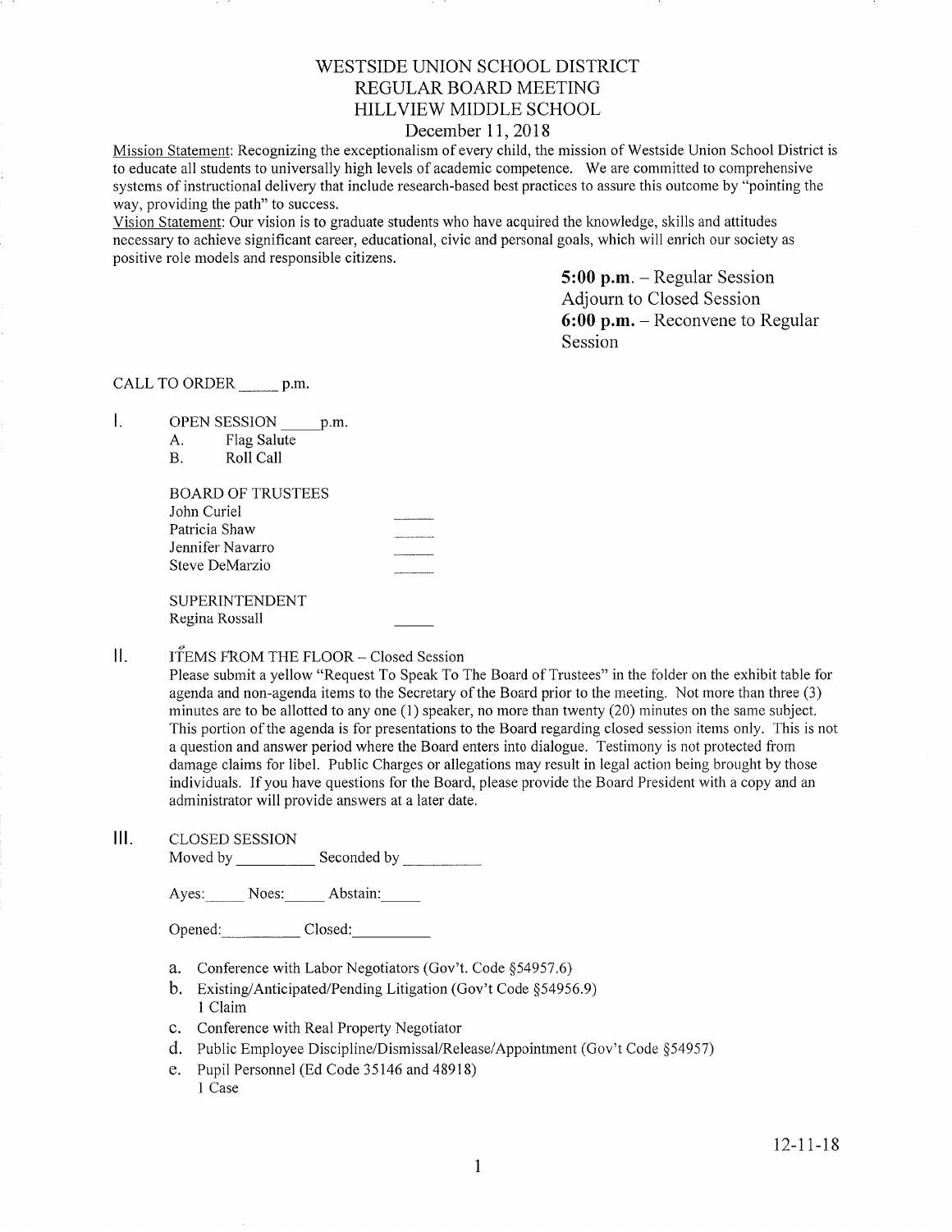# WESTSIDE UNION SCHOOL DISTRICT
# REGULAR BOARD MEETING
# HILLVIEW MIDDLE SCHOOL

December 11, 2018

Mission Statement: Recognizing the exceptionalism of every child, the mission of Westside Union School District is to educate all students to universally high levels of academic competence. We are committed to comprehensive systems of instructional delivery that include research-based best practices to assure this outcome by "pointing the way, providing the path" to success.

Vision Statement: Our vision is to graduate students who have acquired the knowledge, skills and attitudes necessary to achieve significant career, educational, civic and personal goals, which will enrich our society as positive role models and responsible citizens.

**5:00 p.m.** – Regular Session
Adjourn to Closed Session
**6:00 p.m.** – Reconvene to Regular Session

CALL TO ORDER _____ p.m.

I. OPEN SESSION _____ p.m.
   A. Flag Salute
   B. Roll Call

   BOARD OF TRUSTEES
   John Curiel _____
   Patricia Shaw _____
   Jennifer Navarro _____
   Steve DeMarzio _____

   SUPERINTENDENT
   Regina Rossall _____

II. ITEMS FROM THE FLOOR – Closed Session

Please submit a yellow "Request To Speak To The Board of Trustees" in the folder on the exhibit table for agenda and non-agenda items to the Secretary of the Board prior to the meeting. Not more than three (3) minutes are to be allotted to any one (1) speaker, no more than twenty (20) minutes on the same subject. This portion of the agenda is for presentations to the Board regarding closed session items only. This is not a question and answer period where the Board enters into dialogue. Testimony is not protected from damage claims for libel. Public Charges or allegations may result in legal action being brought by those individuals. If you have questions for the Board, please provide the Board President with a copy and an administrator will provide answers at a later date.

III. CLOSED SESSION

Moved by __________ Seconded by __________

Ayes: _____ Noes: _____ Abstain: _____

Opened: __________ Closed: __________

a. Conference with Labor Negotiators (Gov't. Code §54957.6)
b. Existing/Anticipated/Pending Litigation (Gov't Code §54956.9)
   1 Claim
c. Conference with Real Property Negotiator
d. Public Employee Discipline/Dismissal/Release/Appointment (Gov't Code §54957)
e. Pupil Personnel (Ed Code 35146 and 48918)
   1 Case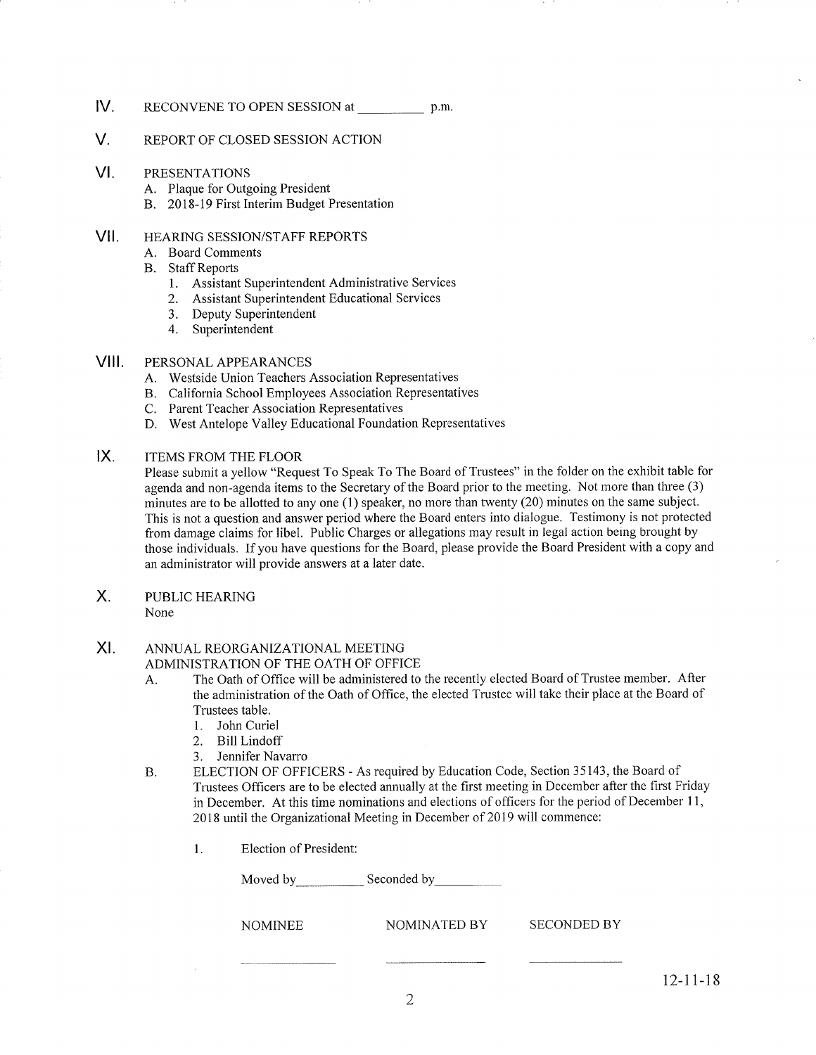## IV. RECONVENE TO OPEN SESSION at __________ p.m.

## V. REPORT OF CLOSED SESSION ACTION

## VI. PRESENTATIONS

A. Plaque for Outgoing President
B. 2018-19 First Interim Budget Presentation

## VII. HEARING SESSION/STAFF REPORTS

A. Board Comments
B. Staff Reports
   1. Assistant Superintendent Administrative Services
   2. Assistant Superintendent Educational Services
   3. Deputy Superintendent
   4. Superintendent

## VIII. PERSONAL APPEARANCES

A. Westside Union Teachers Association Representatives
B. California School Employees Association Representatives
C. Parent Teacher Association Representatives
D. West Antelope Valley Educational Foundation Representatives

## IX. ITEMS FROM THE FLOOR

Please submit a yellow "Request To Speak To The Board of Trustees" in the folder on the exhibit table for agenda and non-agenda items to the Secretary of the Board prior to the meeting. Not more than three (3) minutes are to be allotted to any one (1) speaker, no more than twenty (20) minutes on the same subject. This is not a question and answer period where the Board enters into dialogue. Testimony is not protected from damage claims for libel. Public Charges or allegations may result in legal action being brought by those individuals. If you have questions for the Board, please provide the Board President with a copy and an administrator will provide answers at a later date.

## X. PUBLIC HEARING

None

## XI. ANNUAL REORGANIZATIONAL MEETING

ADMINISTRATION OF THE OATH OF OFFICE

A. The Oath of Office will be administered to the recently elected Board of Trustee member. After the administration of the Oath of Office, the elected Trustee will take their place at the Board of Trustees table.
   1. John Curiel
   2. Bill Lindoff
   3. Jennifer Navarro

B. ELECTION OF OFFICERS - As required by Education Code, Section 35143, the Board of Trustees Officers are to be elected annually at the first meeting in December after the first Friday in December. At this time nominations and elections of officers for the period of December 11, 2018 until the Organizational Meeting in December of 2019 will commence:

   1. Election of President:

      Moved by__________ Seconded by__________

| NOMINEE | NOMINATED BY | SECONDED BY |
|---|---|---|
| __________ | __________ | __________ |

12-11-18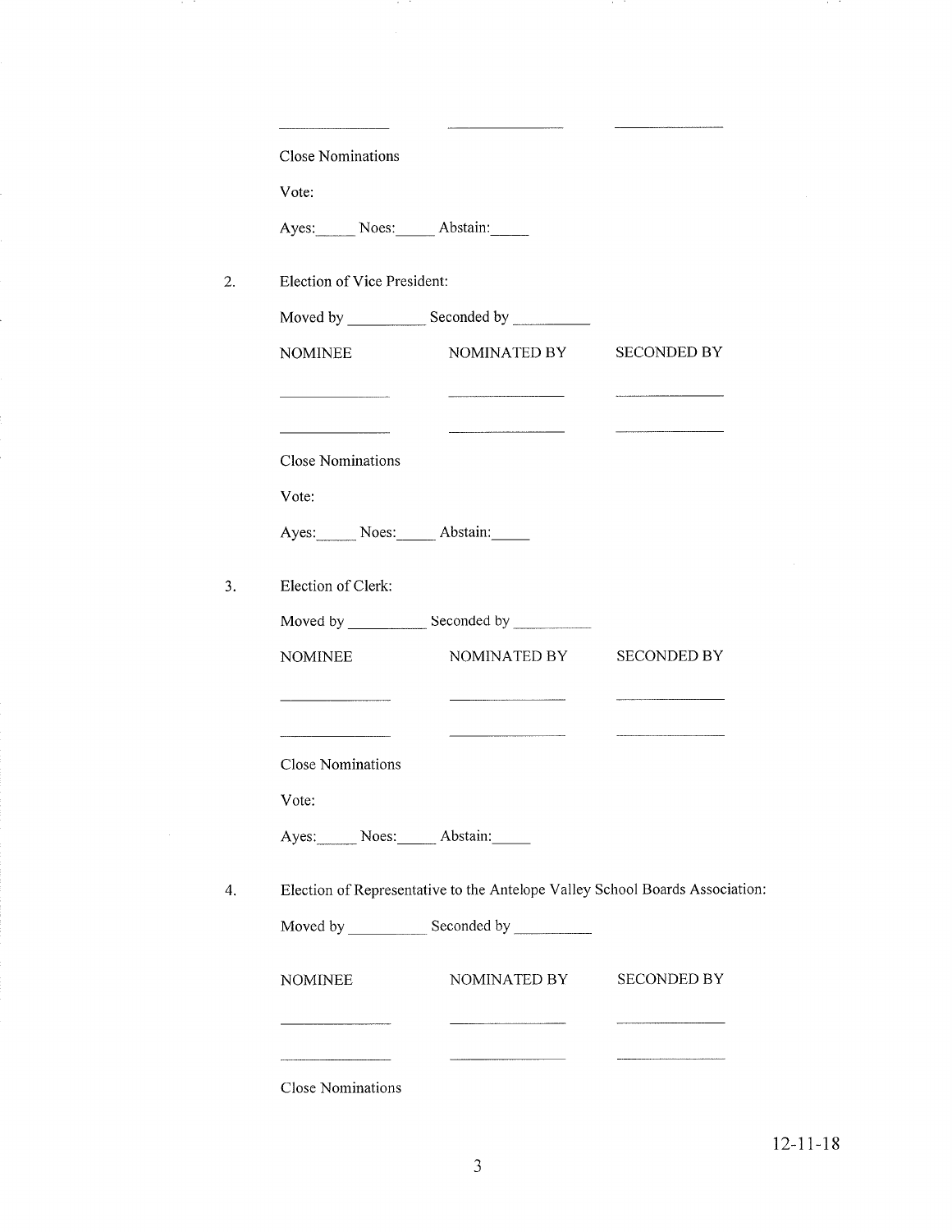| | | |
|---|---|---|
| ______________ | ______________ | ______________ |

Close Nominations

Vote:

Ayes:_____ Noes:_____ Abstain:_____

2. Election of Vice President:

Moved by __________ Seconded by __________

| NOMINEE | NOMINATED BY | SECONDED BY |
|---|---|---|
| ______________ | ______________ | ______________ |
| ______________ | ______________ | ______________ |

Close Nominations

Vote:

Ayes:_____ Noes:_____ Abstain:_____

3. Election of Clerk:

Moved by __________ Seconded by __________

| NOMINEE | NOMINATED BY | SECONDED BY |
|---|---|---|
| ______________ | ______________ | ______________ |
| ______________ | ______________ | ______________ |

Close Nominations

Vote:

Ayes:_____ Noes:_____ Abstain:_____

4. Election of Representative to the Antelope Valley School Boards Association:

Moved by __________ Seconded by __________

| NOMINEE | NOMINATED BY | SECONDED BY |
|---|---|---|
| ______________ | ______________ | ______________ |
| ______________ | ______________ | ______________ |

Close Nominations

12-11-18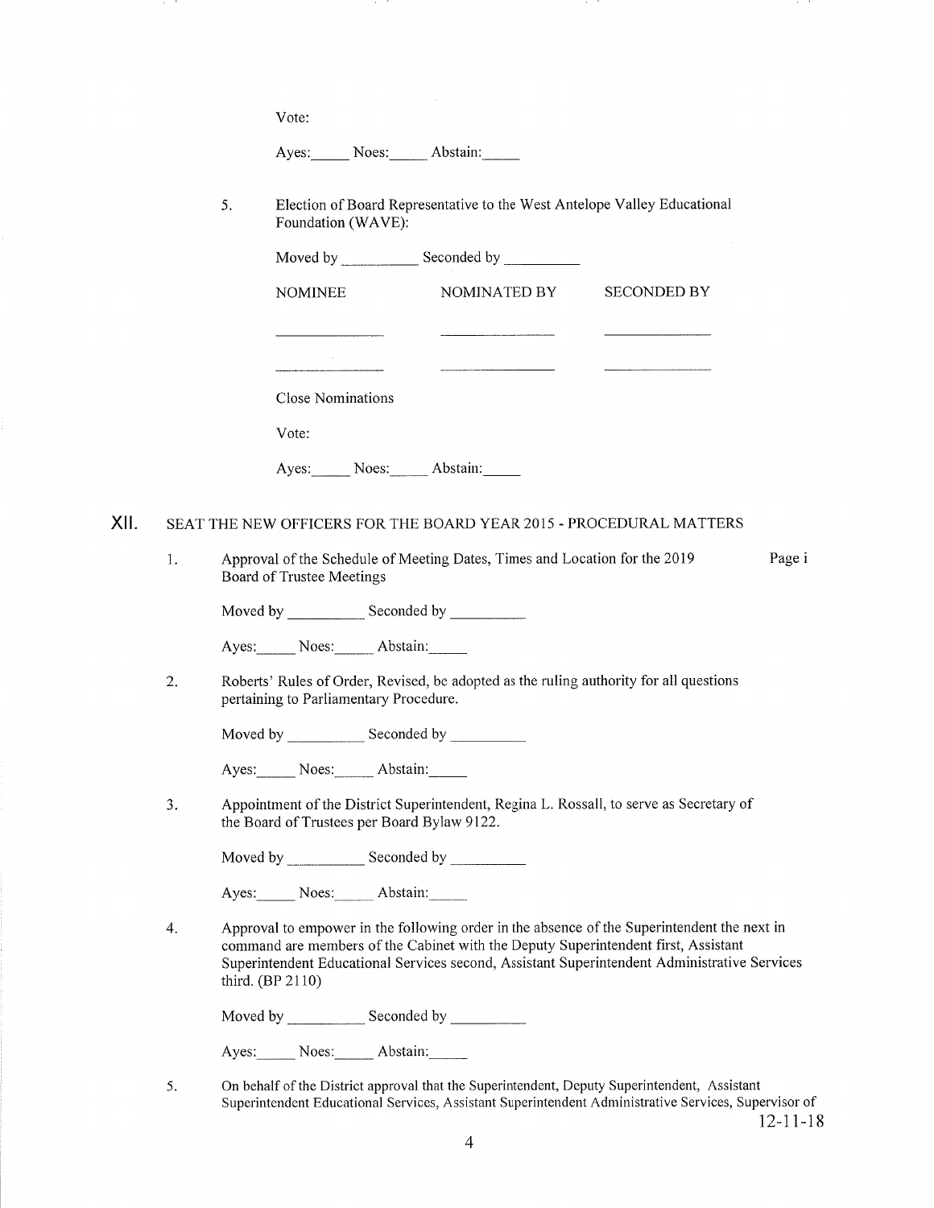Vote:

Ayes:_____ Noes:_____ Abstain:_____

5. Election of Board Representative to the West Antelope Valley Educational Foundation (WAVE):

   Moved by __________ Seconded by __________

   | NOMINEE | NOMINATED BY | SECONDED BY |
   | --- | --- | --- |
   | ______________ | ______________ | ______________ |
   | ______________ | ______________ | ______________ |

   Close Nominations

   Vote:

   Ayes:_____ Noes:_____ Abstain:_____

## XII. SEAT THE NEW OFFICERS FOR THE BOARD YEAR 2015 - PROCEDURAL MATTERS

1. Approval of the Schedule of Meeting Dates, Times and Location for the 2019 Board of Trustee Meetings — Page i

   Moved by __________ Seconded by __________

   Ayes:_____ Noes:_____ Abstain:_____

2. Roberts' Rules of Order, Revised, be adopted as the ruling authority for all questions pertaining to Parliamentary Procedure.

   Moved by __________ Seconded by __________

   Ayes:_____ Noes:_____ Abstain:_____

3. Appointment of the District Superintendent, Regina L. Rossall, to serve as Secretary of the Board of Trustees per Board Bylaw 9122.

   Moved by __________ Seconded by __________

   Ayes:_____ Noes:_____ Abstain:_____

4. Approval to empower in the following order in the absence of the Superintendent the next in command are members of the Cabinet with the Deputy Superintendent first, Assistant Superintendent Educational Services second, Assistant Superintendent Administrative Services third. (BP 2110)

   Moved by __________ Seconded by __________

   Ayes:_____ Noes:_____ Abstain:_____

5. On behalf of the District approval that the Superintendent, Deputy Superintendent, Assistant Superintendent Educational Services, Assistant Superintendent Administrative Services, Supervisor of

12-11-18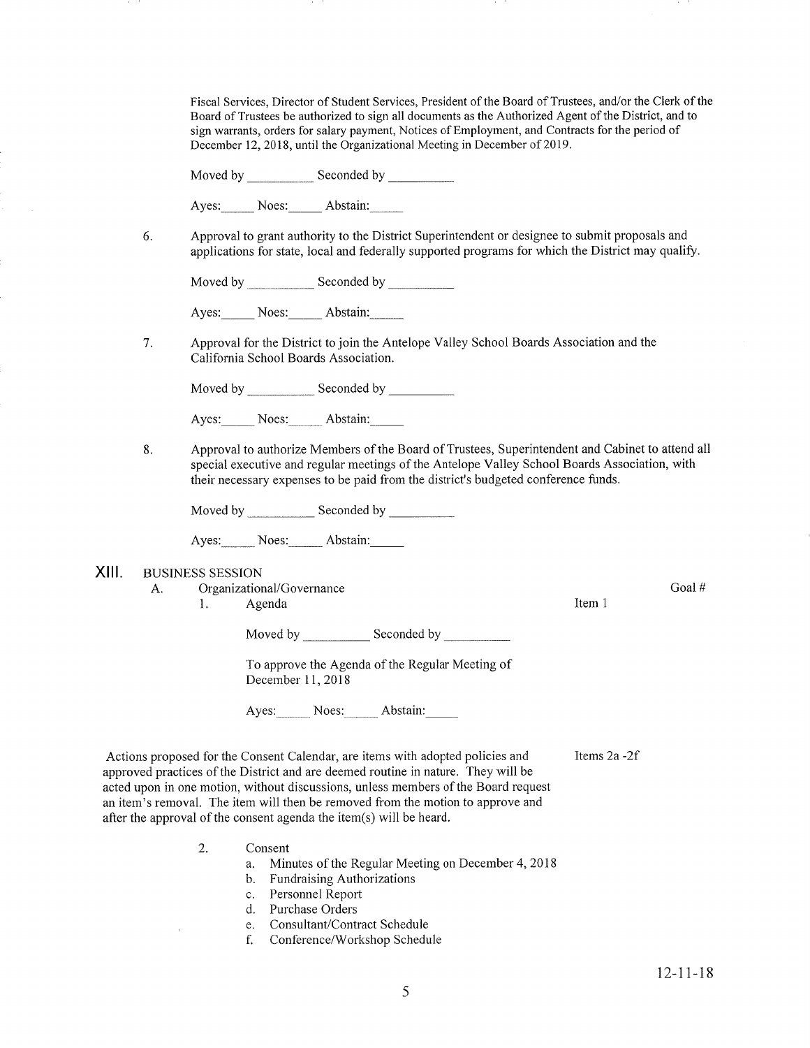Fiscal Services, Director of Student Services, President of the Board of Trustees, and/or the Clerk of the Board of Trustees be authorized to sign all documents as the Authorized Agent of the District, and to sign warrants, orders for salary payment, Notices of Employment, and Contracts for the period of December 12, 2018, until the Organizational Meeting in December of 2019.

Moved by __________ Seconded by __________

Ayes:_____ Noes:_____ Abstain:_____

6. Approval to grant authority to the District Superintendent or designee to submit proposals and applications for state, local and federally supported programs for which the District may qualify.

Moved by __________ Seconded by __________

Ayes:_____ Noes:_____ Abstain:_____

7. Approval for the District to join the Antelope Valley School Boards Association and the California School Boards Association.

Moved by __________ Seconded by __________

Ayes:_____ Noes:_____ Abstain:_____

8. Approval to authorize Members of the Board of Trustees, Superintendent and Cabinet to attend all special executive and regular meetings of the Antelope Valley School Boards Association, with their necessary expenses to be paid from the district's budgeted conference funds.

Moved by __________ Seconded by __________

Ayes:_____ Noes:_____ Abstain:_____

## XIII. BUSINESS SESSION

A. Organizational/Governance — Goal #

1. Agenda — Item 1

Moved by __________ Seconded by __________

To approve the Agenda of the Regular Meeting of December 11, 2018

Ayes:_____ Noes:_____ Abstain:_____

Actions proposed for the Consent Calendar, are items with adopted policies and approved practices of the District and are deemed routine in nature. They will be acted upon in one motion, without discussions, unless members of the Board request an item's removal. The item will then be removed from the motion to approve and after the approval of the consent agenda the item(s) will be heard. — Items 2a -2f

2. Consent
   a. Minutes of the Regular Meeting on December 4, 2018
   b. Fundraising Authorizations
   c. Personnel Report
   d. Purchase Orders
   e. Consultant/Contract Schedule
   f. Conference/Workshop Schedule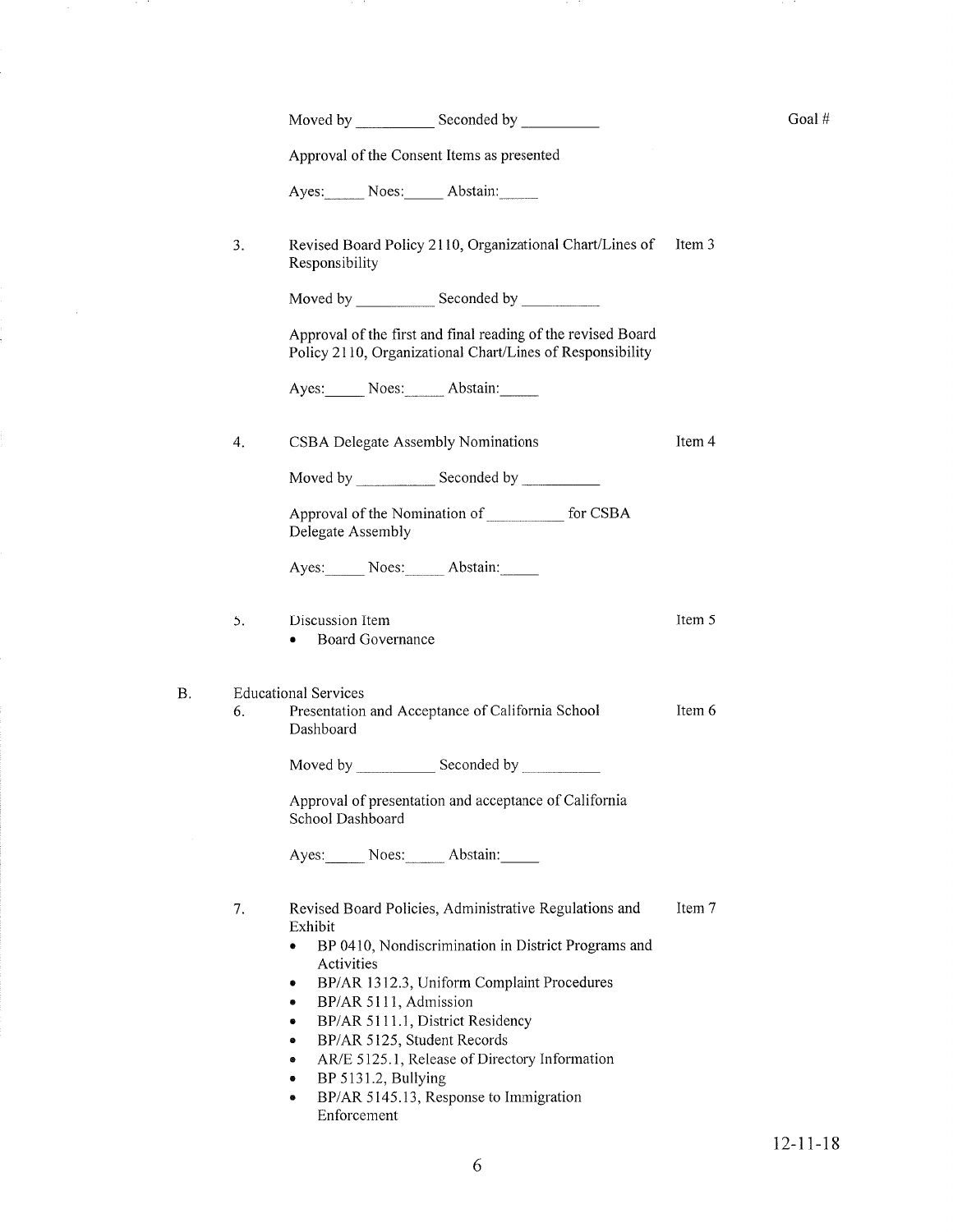Moved by __________ Seconded by __________ Goal #

Approval of the Consent Items as presented

Ayes:_____ Noes:_____ Abstain:_____

3. Revised Board Policy 2110, Organizational Chart/Lines of Responsibility — Item 3

Moved by __________ Seconded by __________

Approval of the first and final reading of the revised Board Policy 2110, Organizational Chart/Lines of Responsibility

Ayes:_____ Noes:_____ Abstain:_____

4. CSBA Delegate Assembly Nominations — Item 4

Moved by __________ Seconded by __________

Approval of the Nomination of __________ for CSBA Delegate Assembly

Ayes:_____ Noes:_____ Abstain:_____

5. Discussion Item — Item 5
   - Board Governance

B. Educational Services

6. Presentation and Acceptance of California School Dashboard — Item 6

Moved by __________ Seconded by __________

Approval of presentation and acceptance of California School Dashboard

Ayes:_____ Noes:_____ Abstain:_____

7. Revised Board Policies, Administrative Regulations and Exhibit — Item 7
   - BP 0410, Nondiscrimination in District Programs and Activities
   - BP/AR 1312.3, Uniform Complaint Procedures
   - BP/AR 5111, Admission
   - BP/AR 5111.1, District Residency
   - BP/AR 5125, Student Records
   - AR/E 5125.1, Release of Directory Information
   - BP 5131.2, Bullying
   - BP/AR 5145.13, Response to Immigration Enforcement

12-11-18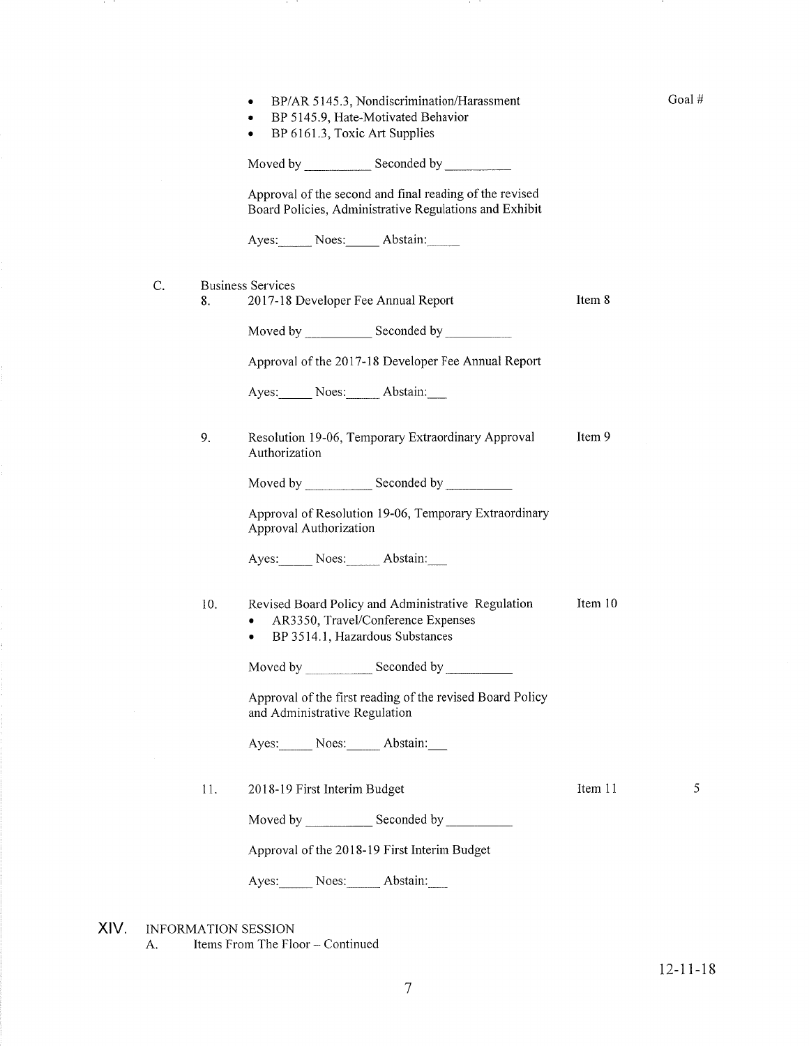- BP/AR 5145.3, Nondiscrimination/Harassment
- BP 5145.9, Hate-Motivated Behavior
- BP 6161.3, Toxic Art Supplies

Goal #

Moved by __________ Seconded by __________

Approval of the second and final reading of the revised Board Policies, Administrative Regulations and Exhibit

Ayes:_____ Noes:_____ Abstain:_____

C. Business Services

8. 2017-18 Developer Fee Annual Report — Item 8

Moved by __________ Seconded by __________

Approval of the 2017-18 Developer Fee Annual Report

Ayes:_____ Noes:_____ Abstain:___

9. Resolution 19-06, Temporary Extraordinary Approval Authorization — Item 9

Moved by __________ Seconded by __________

Approval of Resolution 19-06, Temporary Extraordinary Approval Authorization

Ayes:_____ Noes:_____ Abstain:___

10. Revised Board Policy and Administrative Regulation — Item 10
    - AR3350, Travel/Conference Expenses
    - BP 3514.1, Hazardous Substances

Moved by __________ Seconded by __________

Approval of the first reading of the revised Board Policy and Administrative Regulation

Ayes:_____ Noes:_____ Abstain:___

11. 2018-19 First Interim Budget — Item 11 — 5

Moved by __________ Seconded by __________

Approval of the 2018-19 First Interim Budget

Ayes:_____ Noes:_____ Abstain:___

## XIV. INFORMATION SESSION

A. Items From The Floor – Continued

12-11-18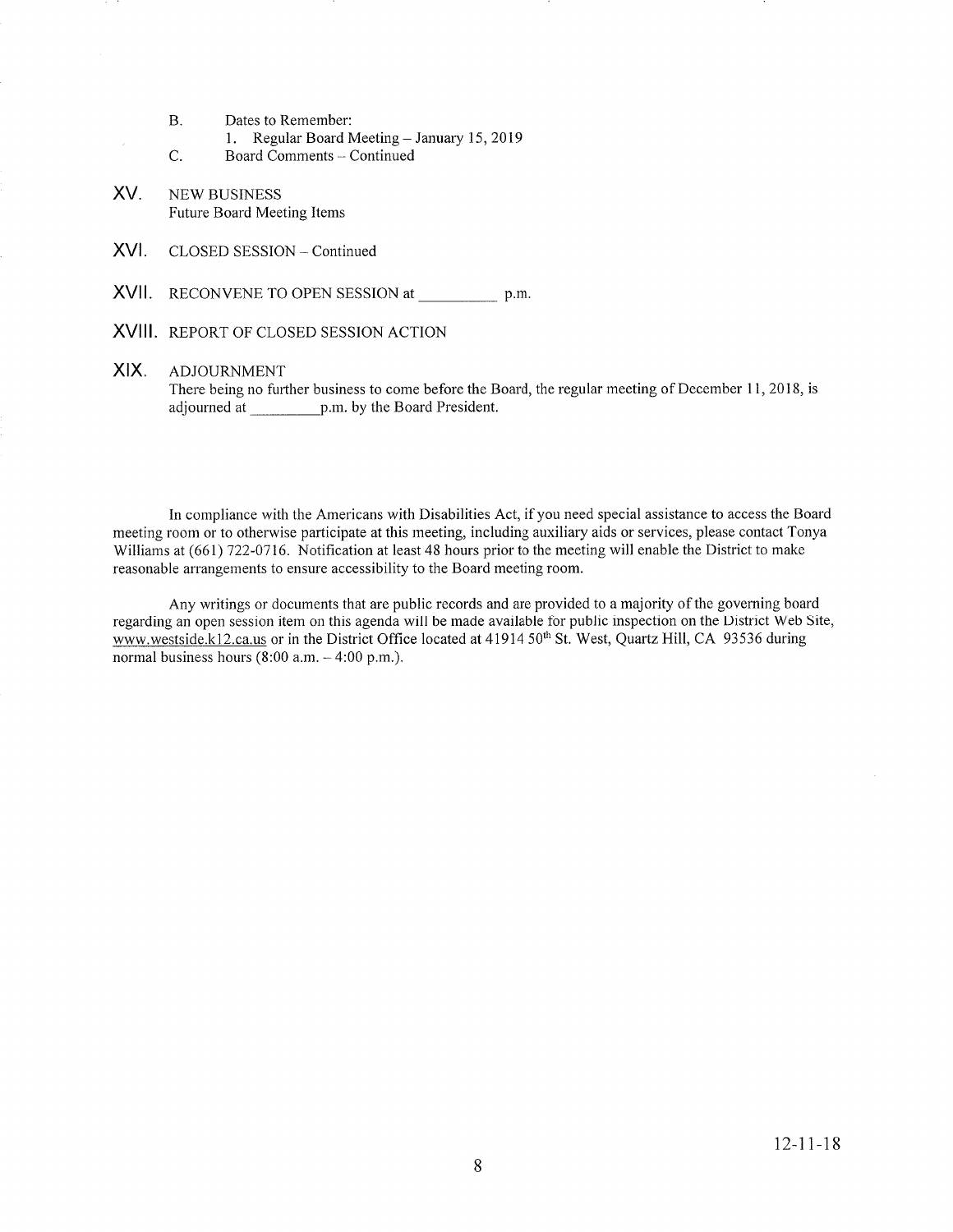B. Dates to Remember:
   1. Regular Board Meeting – January 15, 2019

C. Board Comments – Continued

## XV. NEW BUSINESS

Future Board Meeting Items

## XVI. CLOSED SESSION – Continued

## XVII. RECONVENE TO OPEN SESSION at __________ p.m.

## XVIII. REPORT OF CLOSED SESSION ACTION

## XIX. ADJOURNMENT

There being no further business to come before the Board, the regular meeting of December 11, 2018, is adjourned at __________p.m. by the Board President.

In compliance with the Americans with Disabilities Act, if you need special assistance to access the Board meeting room or to otherwise participate at this meeting, including auxiliary aids or services, please contact Tonya Williams at (661) 722-0716. Notification at least 48 hours prior to the meeting will enable the District to make reasonable arrangements to ensure accessibility to the Board meeting room.

Any writings or documents that are public records and are provided to a majority of the governing board regarding an open session item on this agenda will be made available for public inspection on the District Web Site, www.westside.k12.ca.us or in the District Office located at 41914 50th St. West, Quartz Hill, CA 93536 during normal business hours (8:00 a.m. – 4:00 p.m.).

12-11-18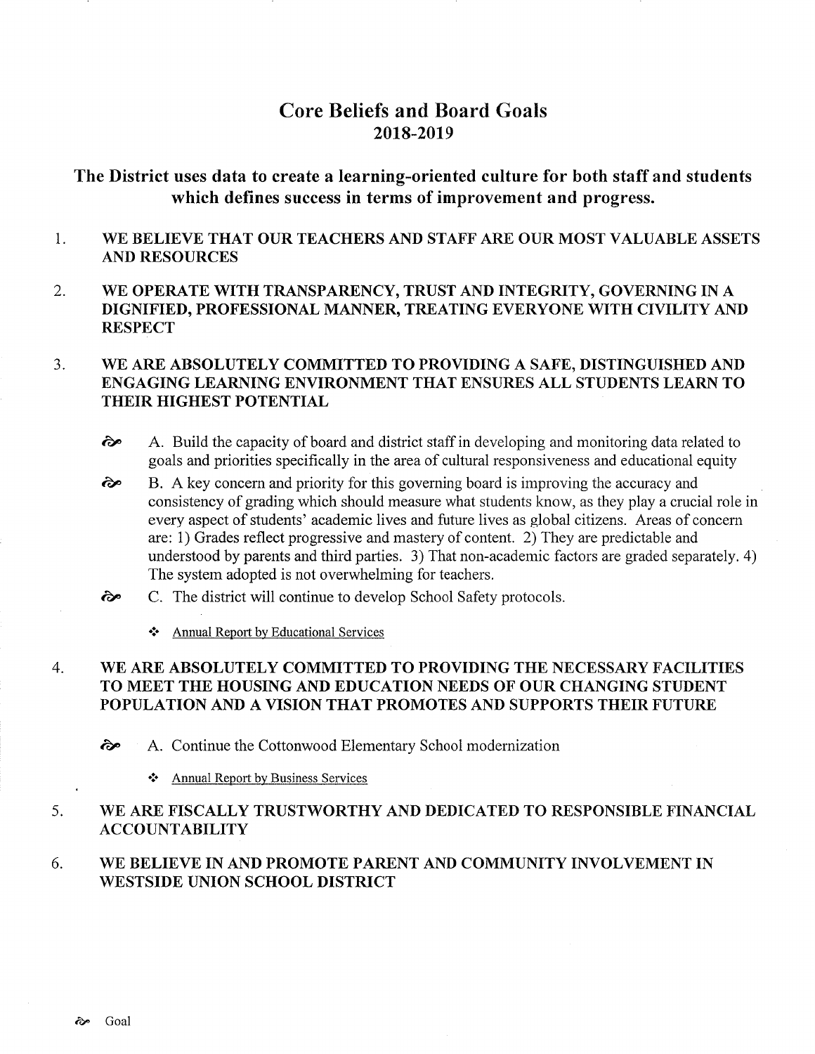# Core Beliefs and Board Goals
## 2018-2019

### The District uses data to create a learning-oriented culture for both staff and students which defines success in terms of improvement and progress.

1. **WE BELIEVE THAT OUR TEACHERS AND STAFF ARE OUR MOST VALUABLE ASSETS AND RESOURCES**

2. **WE OPERATE WITH TRANSPARENCY, TRUST AND INTEGRITY, GOVERNING IN A DIGNIFIED, PROFESSIONAL MANNER, TREATING EVERYONE WITH CIVILITY AND RESPECT**

3. **WE ARE ABSOLUTELY COMMITTED TO PROVIDING A SAFE, DISTINGUISHED AND ENGAGING LEARNING ENVIRONMENT THAT ENSURES ALL STUDENTS LEARN TO THEIR HIGHEST POTENTIAL**

   - ॐ A. Build the capacity of board and district staff in developing and monitoring data related to goals and priorities specifically in the area of cultural responsiveness and educational equity
   - ॐ B. A key concern and priority for this governing board is improving the accuracy and consistency of grading which should measure what students know, as they play a crucial role in every aspect of students' academic lives and future lives as global citizens. Areas of concern are: 1) Grades reflect progressive and mastery of content. 2) They are predictable and understood by parents and third parties. 3) That non-academic factors are graded separately. 4) The system adopted is not overwhelming for teachers.
   - ॐ C. The district will continue to develop School Safety protocols.
     - ❖ Annual Report by Educational Services

4. **WE ARE ABSOLUTELY COMMITTED TO PROVIDING THE NECESSARY FACILITIES TO MEET THE HOUSING AND EDUCATION NEEDS OF OUR CHANGING STUDENT POPULATION AND A VISION THAT PROMOTES AND SUPPORTS THEIR FUTURE**

   - ॐ A. Continue the Cottonwood Elementary School modernization
     - ❖ Annual Report by Business Services

5. **WE ARE FISCALLY TRUSTWORTHY AND DEDICATED TO RESPONSIBLE FINANCIAL ACCOUNTABILITY**

6. **WE BELIEVE IN AND PROMOTE PARENT AND COMMUNITY INVOLVEMENT IN WESTSIDE UNION SCHOOL DISTRICT**

ॐ Goal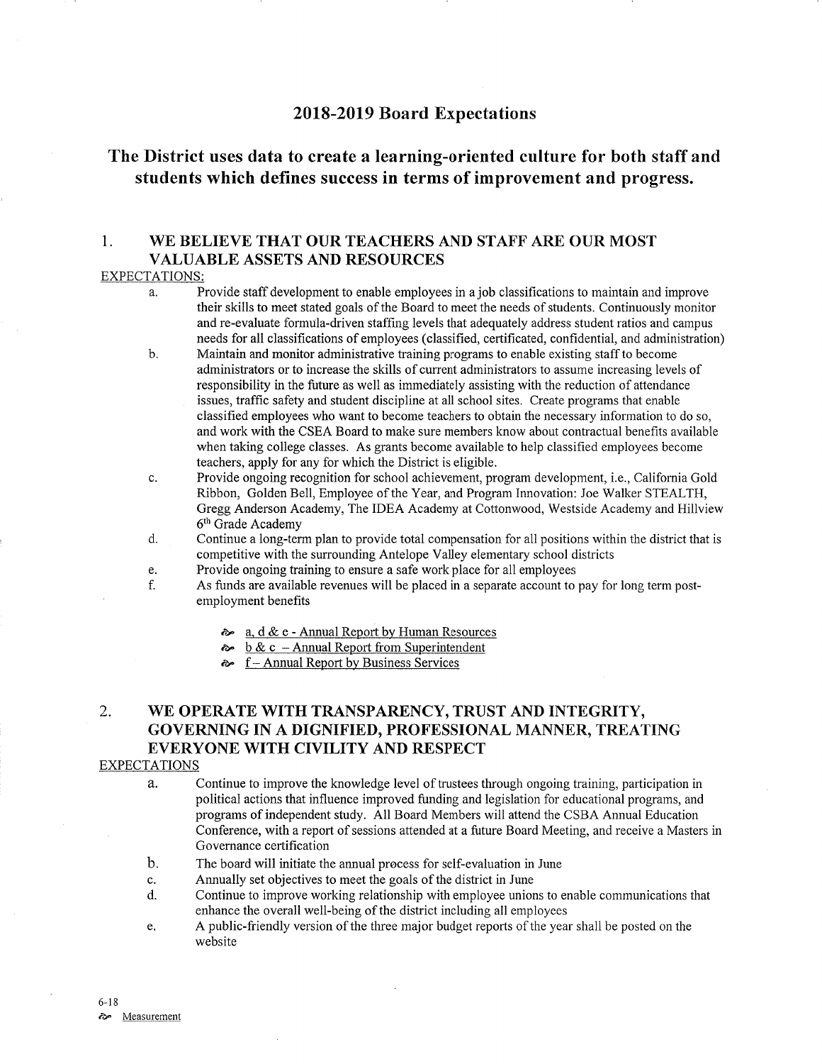## 2018-2019 Board Expectations

## The District uses data to create a learning-oriented culture for both staff and students which defines success in terms of improvement and progress.

### 1. WE BELIEVE THAT OUR TEACHERS AND STAFF ARE OUR MOST VALUABLE ASSETS AND RESOURCES

EXPECTATIONS:

a. Provide staff development to enable employees in a job classifications to maintain and improve their skills to meet stated goals of the Board to meet the needs of students. Continuously monitor and re-evaluate formula-driven staffing levels that adequately address student ratios and campus needs for all classifications of employees (classified, certificated, confidential, and administration)

b. Maintain and monitor administrative training programs to enable existing staff to become administrators or to increase the skills of current administrators to assume increasing levels of responsibility in the future as well as immediately assisting with the reduction of attendance issues, traffic safety and student discipline at all school sites. Create programs that enable classified employees who want to become teachers to obtain the necessary information to do so, and work with the CSEA Board to make sure members know about contractual benefits available when taking college classes. As grants become available to help classified employees become teachers, apply for any for which the District is eligible.

c. Provide ongoing recognition for school achievement, program development, i.e., California Gold Ribbon, Golden Bell, Employee of the Year, and Program Innovation: Joe Walker STEALTH, Gregg Anderson Academy, The IDEA Academy at Cottonwood, Westside Academy and Hillview 6th Grade Academy

d. Continue a long-term plan to provide total compensation for all positions within the district that is competitive with the surrounding Antelope Valley elementary school districts

e. Provide ongoing training to ensure a safe work place for all employees

f. As funds are available revenues will be placed in a separate account to pay for long term post-employment benefits

- a, d & e - Annual Report by Human Resources
- b & c – Annual Report from Superintendent
- f – Annual Report by Business Services

### 2. WE OPERATE WITH TRANSPARENCY, TRUST AND INTEGRITY, GOVERNING IN A DIGNIFIED, PROFESSIONAL MANNER, TREATING EVERYONE WITH CIVILITY AND RESPECT

EXPECTATIONS

a. Continue to improve the knowledge level of trustees through ongoing training, participation in political actions that influence improved funding and legislation for educational programs, and programs of independent study. All Board Members will attend the CSBA Annual Education Conference, with a report of sessions attended at a future Board Meeting, and receive a Masters in Governance certification

b. The board will initiate the annual process for self-evaluation in June

c. Annually set objectives to meet the goals of the district in June

d. Continue to improve working relationship with employee unions to enable communications that enhance the overall well-being of the district including all employees

e. A public-friendly version of the three major budget reports of the year shall be posted on the website

6-18

Measurement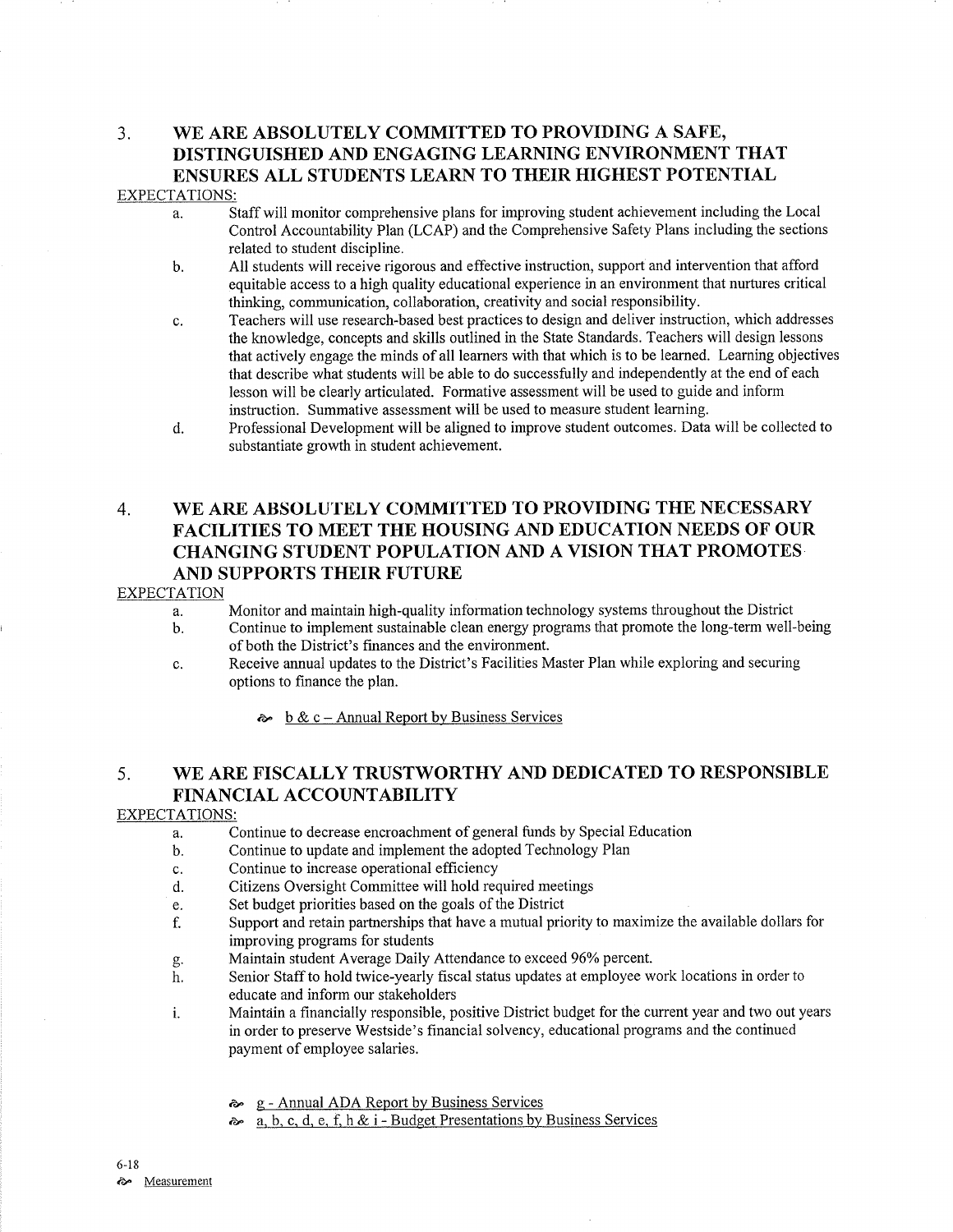## 3. WE ARE ABSOLUTELY COMMITTED TO PROVIDING A SAFE, DISTINGUISHED AND ENGAGING LEARNING ENVIRONMENT THAT ENSURES ALL STUDENTS LEARN TO THEIR HIGHEST POTENTIAL

EXPECTATIONS:

a. Staff will monitor comprehensive plans for improving student achievement including the Local Control Accountability Plan (LCAP) and the Comprehensive Safety Plans including the sections related to student discipline.

b. All students will receive rigorous and effective instruction, support and intervention that afford equitable access to a high quality educational experience in an environment that nurtures critical thinking, communication, collaboration, creativity and social responsibility.

c. Teachers will use research-based best practices to design and deliver instruction, which addresses the knowledge, concepts and skills outlined in the State Standards. Teachers will design lessons that actively engage the minds of all learners with that which is to be learned. Learning objectives that describe what students will be able to do successfully and independently at the end of each lesson will be clearly articulated. Formative assessment will be used to guide and inform instruction. Summative assessment will be used to measure student learning.

d. Professional Development will be aligned to improve student outcomes. Data will be collected to substantiate growth in student achievement.

## 4. WE ARE ABSOLUTELY COMMITTED TO PROVIDING THE NECESSARY FACILITIES TO MEET THE HOUSING AND EDUCATION NEEDS OF OUR CHANGING STUDENT POPULATION AND A VISION THAT PROMOTES AND SUPPORTS THEIR FUTURE

EXPECTATION

a. Monitor and maintain high-quality information technology systems throughout the District

b. Continue to implement sustainable clean energy programs that promote the long-term well-being of both the District's finances and the environment.

c. Receive annual updates to the District's Facilities Master Plan while exploring and securing options to finance the plan.

- b & c – Annual Report by Business Services

## 5. WE ARE FISCALLY TRUSTWORTHY AND DEDICATED TO RESPONSIBLE FINANCIAL ACCOUNTABILITY

EXPECTATIONS:

a. Continue to decrease encroachment of general funds by Special Education

b. Continue to update and implement the adopted Technology Plan

c. Continue to increase operational efficiency

d. Citizens Oversight Committee will hold required meetings

e. Set budget priorities based on the goals of the District

f. Support and retain partnerships that have a mutual priority to maximize the available dollars for improving programs for students

g. Maintain student Average Daily Attendance to exceed 96% percent.

h. Senior Staff to hold twice-yearly fiscal status updates at employee work locations in order to educate and inform our stakeholders

i. Maintain a financially responsible, positive District budget for the current year and two out years in order to preserve Westside's financial solvency, educational programs and the continued payment of employee salaries.

- g - Annual ADA Report by Business Services
- a, b, c, d, e, f, h & i - Budget Presentations by Business Services

6-18

Measurement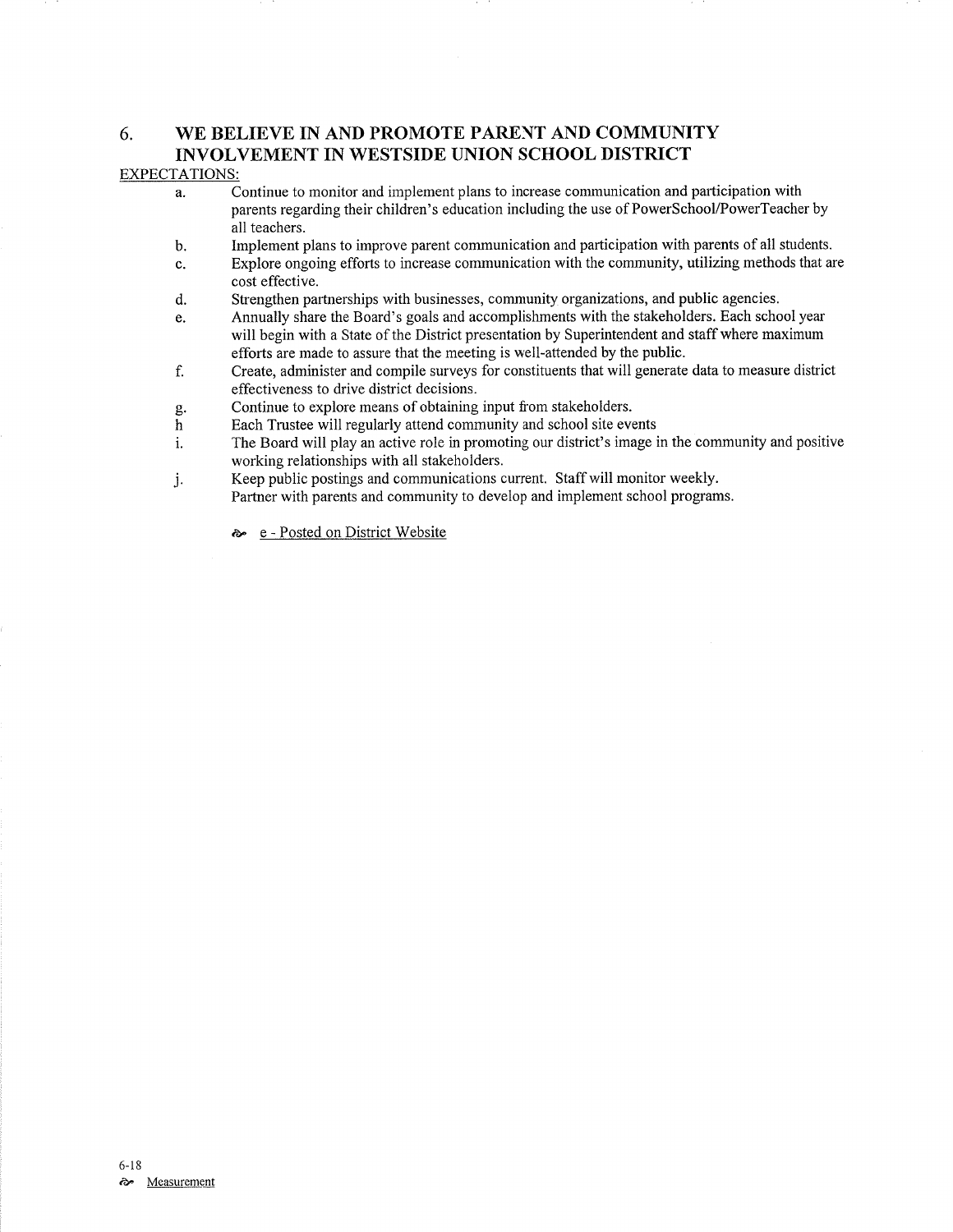## 6. WE BELIEVE IN AND PROMOTE PARENT AND COMMUNITY INVOLVEMENT IN WESTSIDE UNION SCHOOL DISTRICT

EXPECTATIONS:

a. Continue to monitor and implement plans to increase communication and participation with parents regarding their children's education including the use of PowerSchool/PowerTeacher by all teachers.

b. Implement plans to improve parent communication and participation with parents of all students.

c. Explore ongoing efforts to increase communication with the community, utilizing methods that are cost effective.

d. Strengthen partnerships with businesses, community organizations, and public agencies.

e. Annually share the Board's goals and accomplishments with the stakeholders. Each school year will begin with a State of the District presentation by Superintendent and staff where maximum efforts are made to assure that the meeting is well-attended by the public.

f. Create, administer and compile surveys for constituents that will generate data to measure district effectiveness to drive district decisions.

g. Continue to explore means of obtaining input from stakeholders.

h Each Trustee will regularly attend community and school site events

i. The Board will play an active role in promoting our district's image in the community and positive working relationships with all stakeholders.

j. Keep public postings and communications current. Staff will monitor weekly.
Partner with parents and community to develop and implement school programs.

> e - Posted on District Website

6-18

Measurement